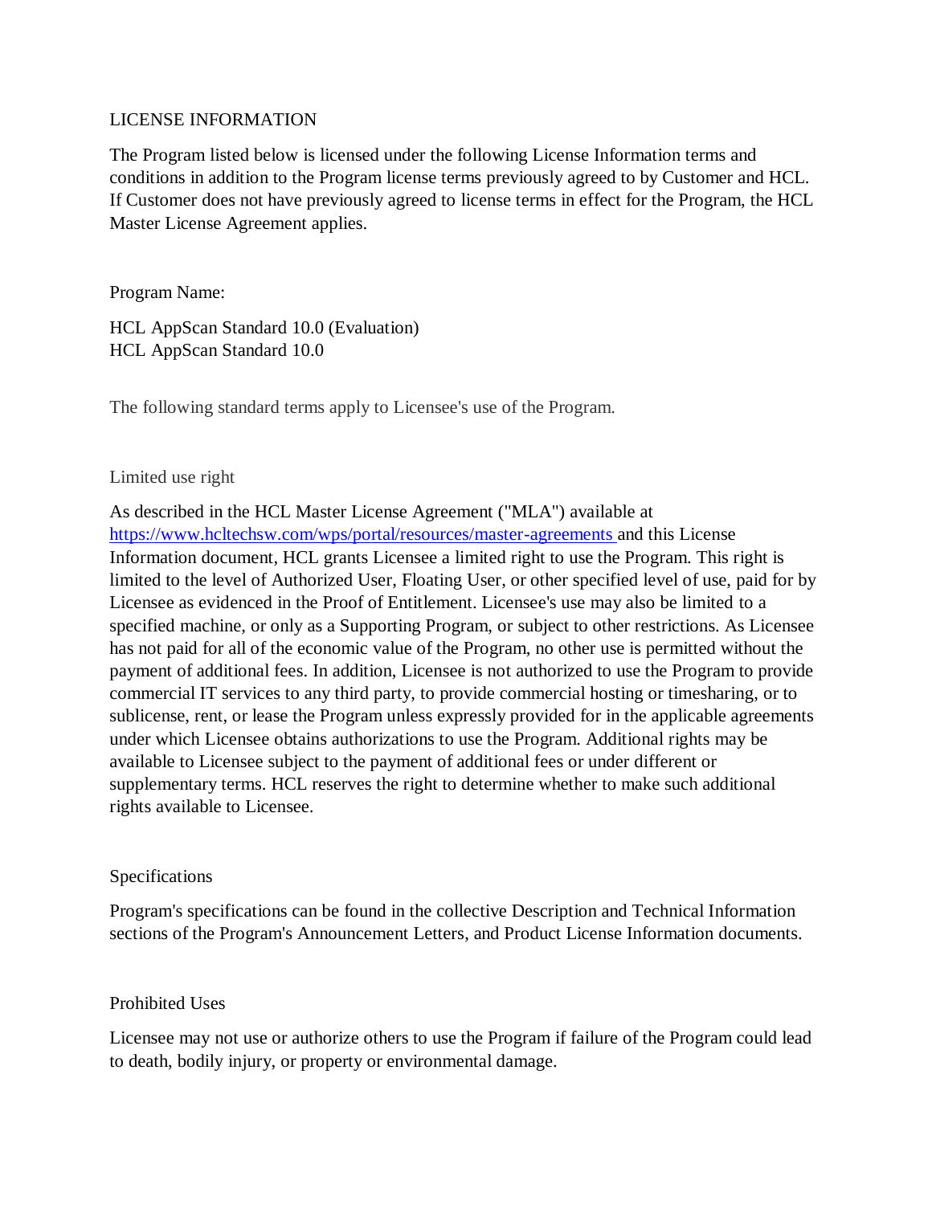# LICENSE INFORMATION

The Program listed below is licensed under the following License Information terms and conditions in addition to the Program license terms previously agreed to by Customer and HCL. If Customer does not have previously agreed to license terms in effect for the Program, the HCL Master License Agreement applies.

Program Name:

HCL AppScan Standard 10.0 (Evaluation)
HCL AppScan Standard 10.0

The following standard terms apply to Licensee's use of the Program.

## Limited use right

As described in the HCL Master License Agreement ("MLA") available at [https://www.hcltechsw.com/wps/portal/resources/master-agreements](https://www.hcltechsw.com/wps/portal/resources/master-agreements) and this License Information document, HCL grants Licensee a limited right to use the Program. This right is limited to the level of Authorized User, Floating User, or other specified level of use, paid for by Licensee as evidenced in the Proof of Entitlement. Licensee's use may also be limited to a specified machine, or only as a Supporting Program, or subject to other restrictions. As Licensee has not paid for all of the economic value of the Program, no other use is permitted without the payment of additional fees. In addition, Licensee is not authorized to use the Program to provide commercial IT services to any third party, to provide commercial hosting or timesharing, or to sublicense, rent, or lease the Program unless expressly provided for in the applicable agreements under which Licensee obtains authorizations to use the Program. Additional rights may be available to Licensee subject to the payment of additional fees or under different or supplementary terms. HCL reserves the right to determine whether to make such additional rights available to Licensee.

## Specifications

Program's specifications can be found in the collective Description and Technical Information sections of the Program's Announcement Letters, and Product License Information documents.

## Prohibited Uses

Licensee may not use or authorize others to use the Program if failure of the Program could lead to death, bodily injury, or property or environmental damage.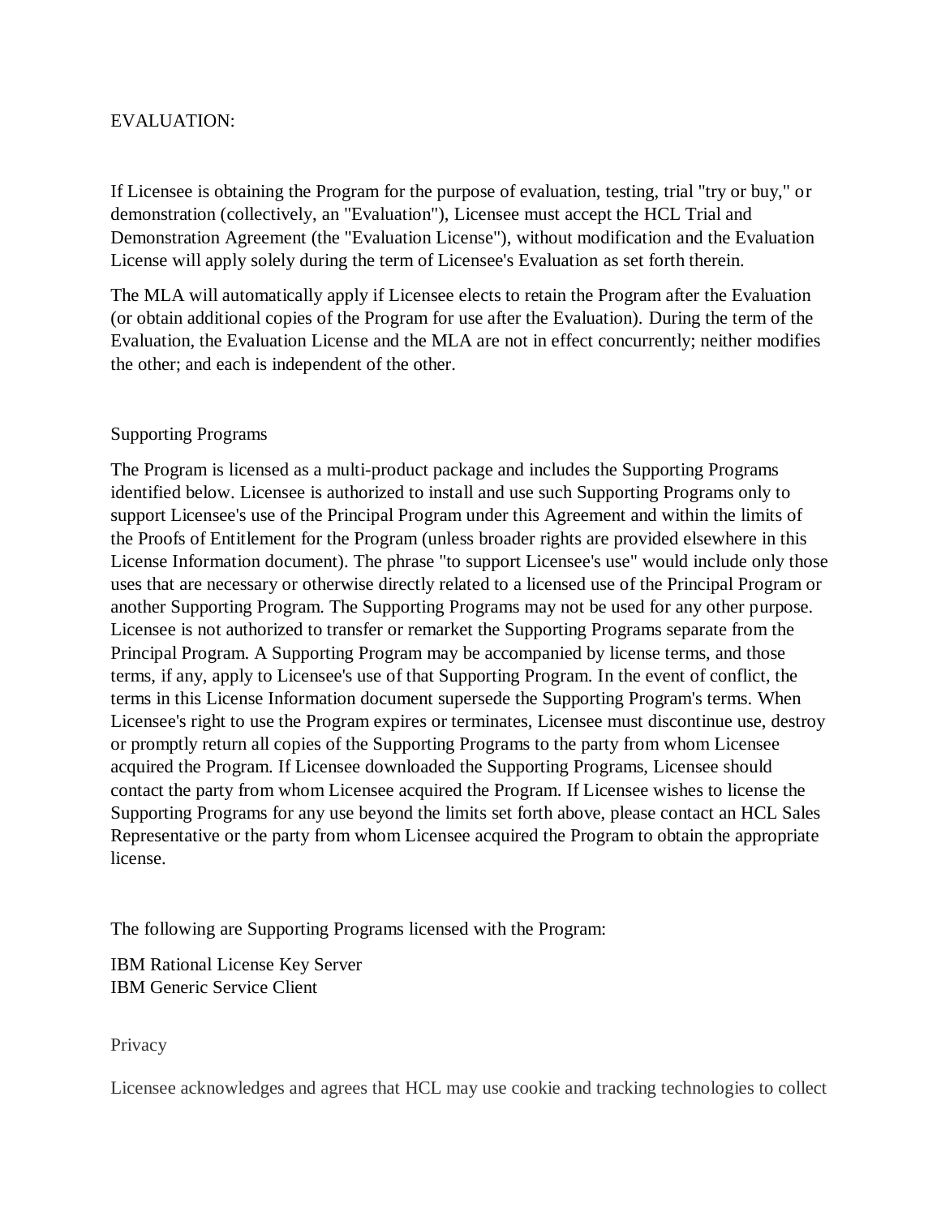EVALUATION:

If Licensee is obtaining the Program for the purpose of evaluation, testing, trial "try or buy," or demonstration (collectively, an "Evaluation"), Licensee must accept the HCL Trial and Demonstration Agreement (the "Evaluation License"), without modification and the Evaluation License will apply solely during the term of Licensee's Evaluation as set forth therein.

The MLA will automatically apply if Licensee elects to retain the Program after the Evaluation (or obtain additional copies of the Program for use after the Evaluation). During the term of the Evaluation, the Evaluation License and the MLA are not in effect concurrently; neither modifies the other; and each is independent of the other.

Supporting Programs

The Program is licensed as a multi-product package and includes the Supporting Programs identified below. Licensee is authorized to install and use such Supporting Programs only to support Licensee's use of the Principal Program under this Agreement and within the limits of the Proofs of Entitlement for the Program (unless broader rights are provided elsewhere in this License Information document). The phrase "to support Licensee's use" would include only those uses that are necessary or otherwise directly related to a licensed use of the Principal Program or another Supporting Program. The Supporting Programs may not be used for any other purpose. Licensee is not authorized to transfer or remarket the Supporting Programs separate from the Principal Program. A Supporting Program may be accompanied by license terms, and those terms, if any, apply to Licensee's use of that Supporting Program. In the event of conflict, the terms in this License Information document supersede the Supporting Program's terms. When Licensee's right to use the Program expires or terminates, Licensee must discontinue use, destroy or promptly return all copies of the Supporting Programs to the party from whom Licensee acquired the Program. If Licensee downloaded the Supporting Programs, Licensee should contact the party from whom Licensee acquired the Program. If Licensee wishes to license the Supporting Programs for any use beyond the limits set forth above, please contact an HCL Sales Representative or the party from whom Licensee acquired the Program to obtain the appropriate license.

The following are Supporting Programs licensed with the Program:

IBM Rational License Key Server
IBM Generic Service Client

Privacy

Licensee acknowledges and agrees that HCL may use cookie and tracking technologies to collect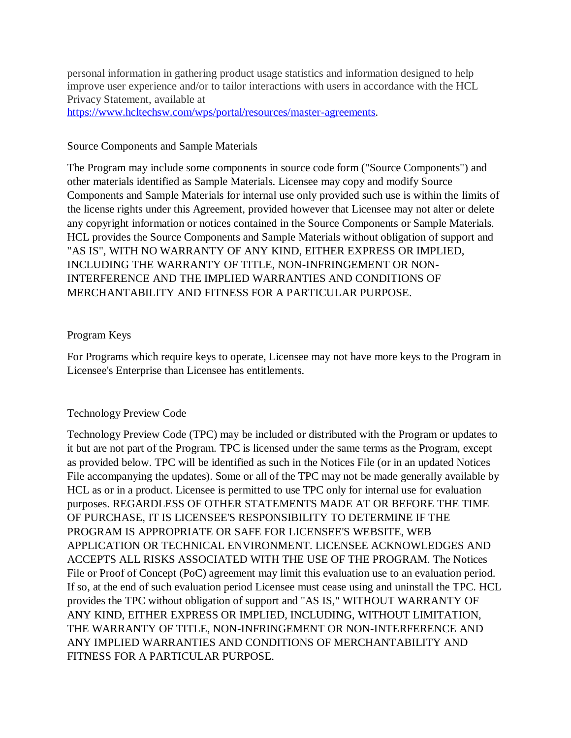personal information in gathering product usage statistics and information designed to help improve user experience and/or to tailor interactions with users in accordance with the HCL Privacy Statement, available at [https://www.hcltechsw.com/wps/portal/resources/master-agreements](https://www.hcltechsw.com/wps/portal/resources/master-agreements).

### Source Components and Sample Materials

The Program may include some components in source code form ("Source Components") and other materials identified as Sample Materials. Licensee may copy and modify Source Components and Sample Materials for internal use only provided such use is within the limits of the license rights under this Agreement, provided however that Licensee may not alter or delete any copyright information or notices contained in the Source Components or Sample Materials. HCL provides the Source Components and Sample Materials without obligation of support and "AS IS", WITH NO WARRANTY OF ANY KIND, EITHER EXPRESS OR IMPLIED, INCLUDING THE WARRANTY OF TITLE, NON-INFRINGEMENT OR NON-INTERFERENCE AND THE IMPLIED WARRANTIES AND CONDITIONS OF MERCHANTABILITY AND FITNESS FOR A PARTICULAR PURPOSE.

### Program Keys

For Programs which require keys to operate, Licensee may not have more keys to the Program in Licensee's Enterprise than Licensee has entitlements.

### Technology Preview Code

Technology Preview Code (TPC) may be included or distributed with the Program or updates to it but are not part of the Program. TPC is licensed under the same terms as the Program, except as provided below. TPC will be identified as such in the Notices File (or in an updated Notices File accompanying the updates). Some or all of the TPC may not be made generally available by HCL as or in a product. Licensee is permitted to use TPC only for internal use for evaluation purposes. REGARDLESS OF OTHER STATEMENTS MADE AT OR BEFORE THE TIME OF PURCHASE, IT IS LICENSEE'S RESPONSIBILITY TO DETERMINE IF THE PROGRAM IS APPROPRIATE OR SAFE FOR LICENSEE'S WEBSITE, WEB APPLICATION OR TECHNICAL ENVIRONMENT. LICENSEE ACKNOWLEDGES AND ACCEPTS ALL RISKS ASSOCIATED WITH THE USE OF THE PROGRAM. The Notices File or Proof of Concept (PoC) agreement may limit this evaluation use to an evaluation period. If so, at the end of such evaluation period Licensee must cease using and uninstall the TPC. HCL provides the TPC without obligation of support and "AS IS," WITHOUT WARRANTY OF ANY KIND, EITHER EXPRESS OR IMPLIED, INCLUDING, WITHOUT LIMITATION, THE WARRANTY OF TITLE, NON-INFRINGEMENT OR NON-INTERFERENCE AND ANY IMPLIED WARRANTIES AND CONDITIONS OF MERCHANTABILITY AND FITNESS FOR A PARTICULAR PURPOSE.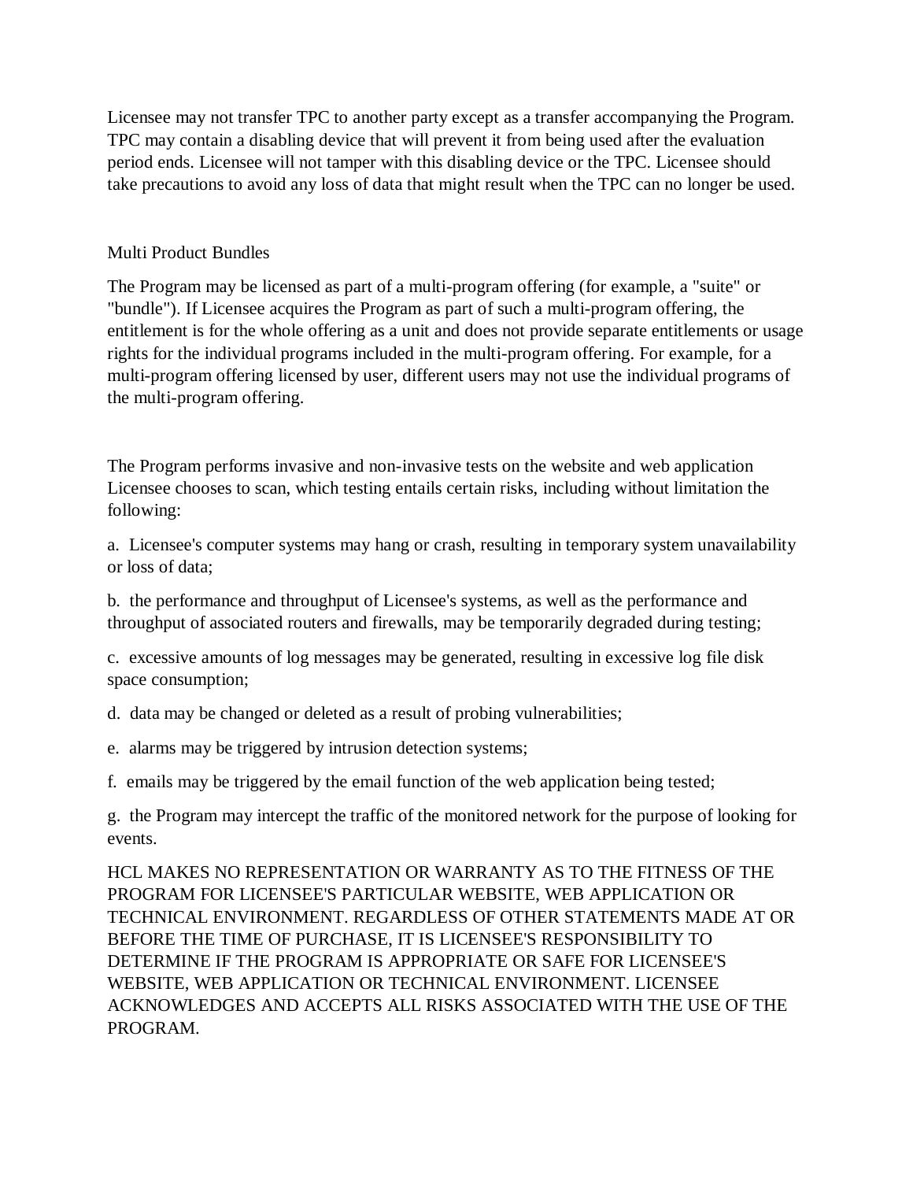Licensee may not transfer TPC to another party except as a transfer accompanying the Program. TPC may contain a disabling device that will prevent it from being used after the evaluation period ends. Licensee will not tamper with this disabling device or the TPC. Licensee should take precautions to avoid any loss of data that might result when the TPC can no longer be used.

Multi Product Bundles

The Program may be licensed as part of a multi-program offering (for example, a "suite" or "bundle"). If Licensee acquires the Program as part of such a multi-program offering, the entitlement is for the whole offering as a unit and does not provide separate entitlements or usage rights for the individual programs included in the multi-program offering. For example, for a multi-program offering licensed by user, different users may not use the individual programs of the multi-program offering.

The Program performs invasive and non-invasive tests on the website and web application Licensee chooses to scan, which testing entails certain risks, including without limitation the following:

a. Licensee's computer systems may hang or crash, resulting in temporary system unavailability or loss of data;

b. the performance and throughput of Licensee's systems, as well as the performance and throughput of associated routers and firewalls, may be temporarily degraded during testing;

c. excessive amounts of log messages may be generated, resulting in excessive log file disk space consumption;

d. data may be changed or deleted as a result of probing vulnerabilities;

e. alarms may be triggered by intrusion detection systems;

f. emails may be triggered by the email function of the web application being tested;

g. the Program may intercept the traffic of the monitored network for the purpose of looking for events.

HCL MAKES NO REPRESENTATION OR WARRANTY AS TO THE FITNESS OF THE PROGRAM FOR LICENSEE'S PARTICULAR WEBSITE, WEB APPLICATION OR TECHNICAL ENVIRONMENT. REGARDLESS OF OTHER STATEMENTS MADE AT OR BEFORE THE TIME OF PURCHASE, IT IS LICENSEE'S RESPONSIBILITY TO DETERMINE IF THE PROGRAM IS APPROPRIATE OR SAFE FOR LICENSEE'S WEBSITE, WEB APPLICATION OR TECHNICAL ENVIRONMENT. LICENSEE ACKNOWLEDGES AND ACCEPTS ALL RISKS ASSOCIATED WITH THE USE OF THE PROGRAM.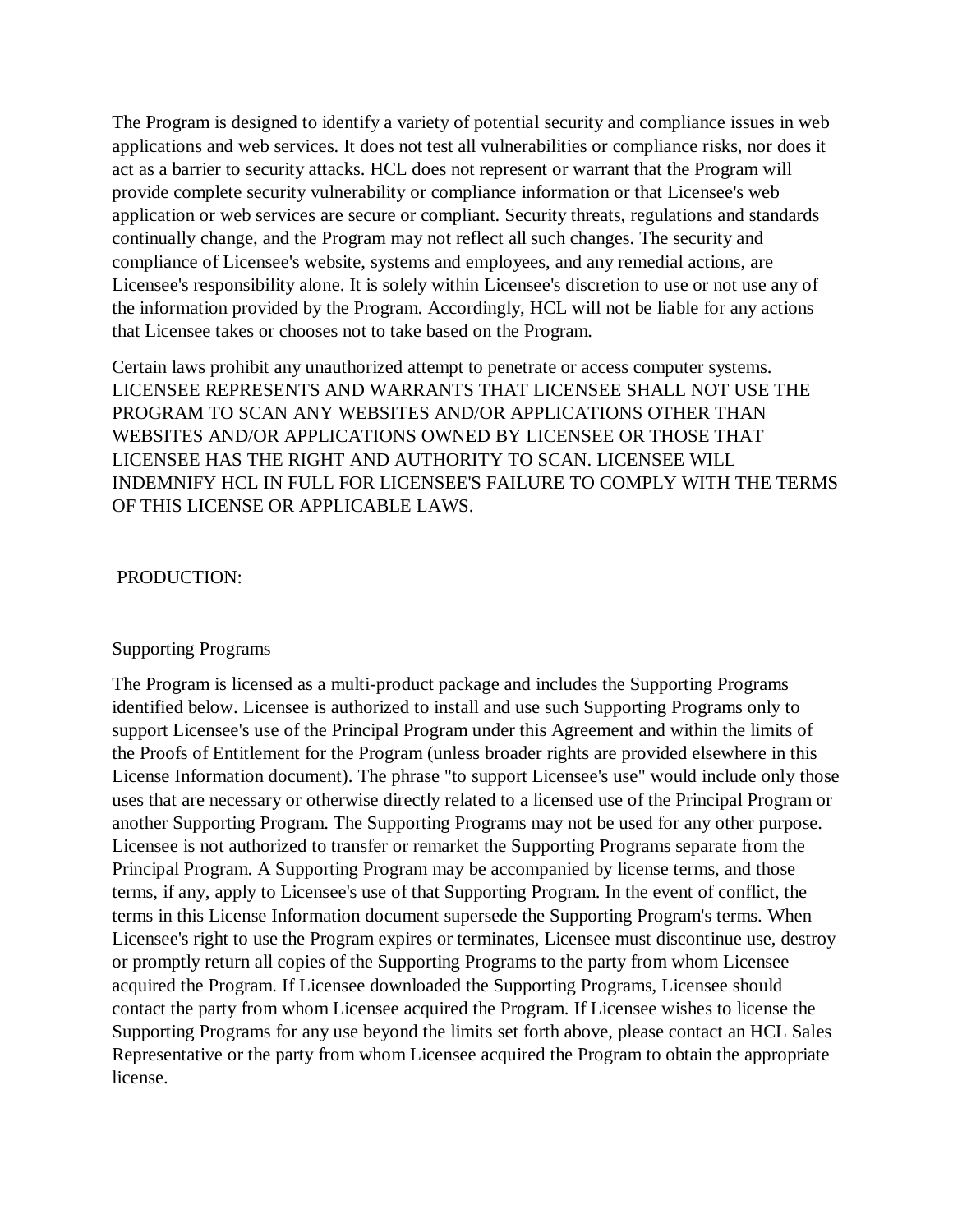The Program is designed to identify a variety of potential security and compliance issues in web applications and web services. It does not test all vulnerabilities or compliance risks, nor does it act as a barrier to security attacks. HCL does not represent or warrant that the Program will provide complete security vulnerability or compliance information or that Licensee's web application or web services are secure or compliant. Security threats, regulations and standards continually change, and the Program may not reflect all such changes. The security and compliance of Licensee's website, systems and employees, and any remedial actions, are Licensee's responsibility alone. It is solely within Licensee's discretion to use or not use any of the information provided by the Program. Accordingly, HCL will not be liable for any actions that Licensee takes or chooses not to take based on the Program.

Certain laws prohibit any unauthorized attempt to penetrate or access computer systems. LICENSEE REPRESENTS AND WARRANTS THAT LICENSEE SHALL NOT USE THE PROGRAM TO SCAN ANY WEBSITES AND/OR APPLICATIONS OTHER THAN WEBSITES AND/OR APPLICATIONS OWNED BY LICENSEE OR THOSE THAT LICENSEE HAS THE RIGHT AND AUTHORITY TO SCAN. LICENSEE WILL INDEMNIFY HCL IN FULL FOR LICENSEE'S FAILURE TO COMPLY WITH THE TERMS OF THIS LICENSE OR APPLICABLE LAWS.

PRODUCTION:

Supporting Programs

The Program is licensed as a multi-product package and includes the Supporting Programs identified below. Licensee is authorized to install and use such Supporting Programs only to support Licensee's use of the Principal Program under this Agreement and within the limits of the Proofs of Entitlement for the Program (unless broader rights are provided elsewhere in this License Information document). The phrase "to support Licensee's use" would include only those uses that are necessary or otherwise directly related to a licensed use of the Principal Program or another Supporting Program. The Supporting Programs may not be used for any other purpose. Licensee is not authorized to transfer or remarket the Supporting Programs separate from the Principal Program. A Supporting Program may be accompanied by license terms, and those terms, if any, apply to Licensee's use of that Supporting Program. In the event of conflict, the terms in this License Information document supersede the Supporting Program's terms. When Licensee's right to use the Program expires or terminates, Licensee must discontinue use, destroy or promptly return all copies of the Supporting Programs to the party from whom Licensee acquired the Program. If Licensee downloaded the Supporting Programs, Licensee should contact the party from whom Licensee acquired the Program. If Licensee wishes to license the Supporting Programs for any use beyond the limits set forth above, please contact an HCL Sales Representative or the party from whom Licensee acquired the Program to obtain the appropriate license.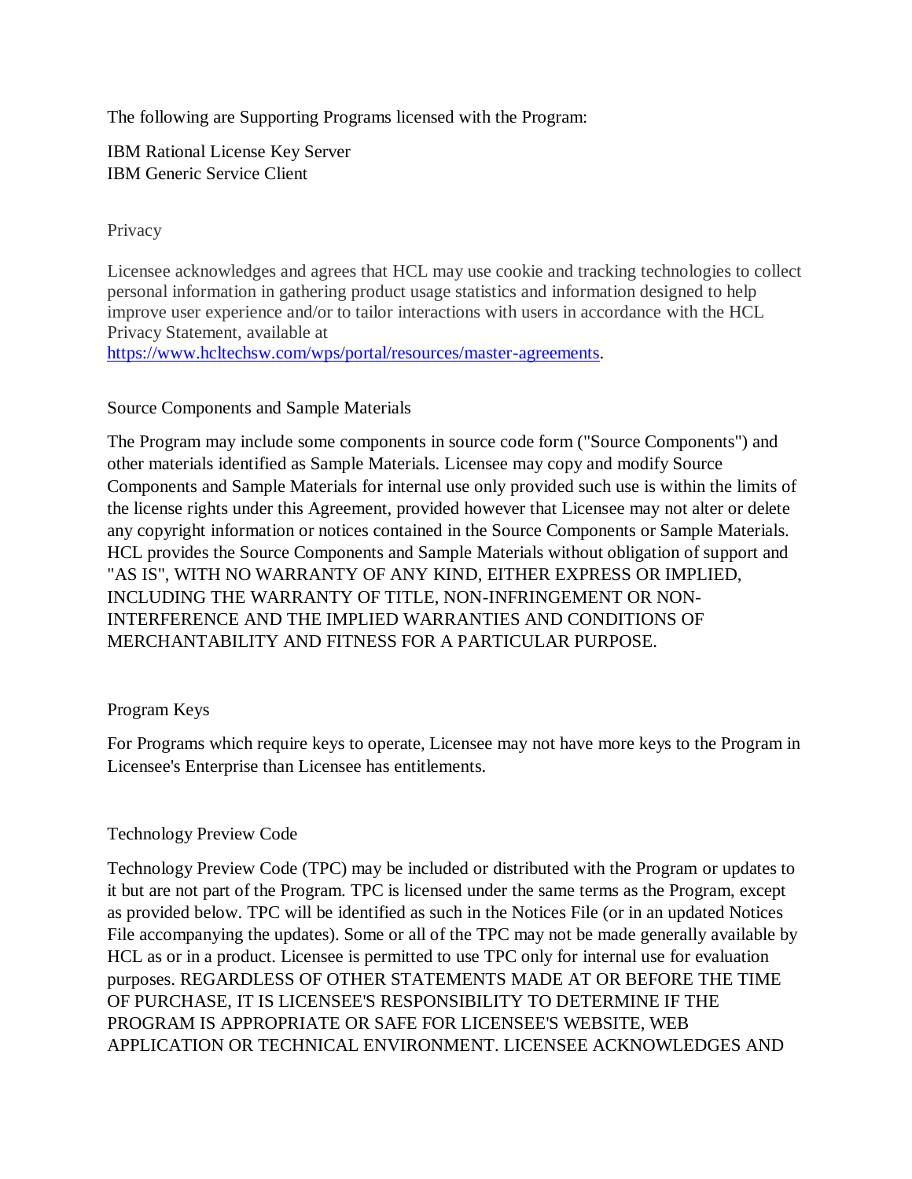The following are Supporting Programs licensed with the Program:

IBM Rational License Key Server
IBM Generic Service Client

## Privacy

Licensee acknowledges and agrees that HCL may use cookie and tracking technologies to collect personal information in gathering product usage statistics and information designed to help improve user experience and/or to tailor interactions with users in accordance with the HCL Privacy Statement, available at [https://www.hcltechsw.com/wps/portal/resources/master-agreements](https://www.hcltechsw.com/wps/portal/resources/master-agreements).

## Source Components and Sample Materials

The Program may include some components in source code form ("Source Components") and other materials identified as Sample Materials. Licensee may copy and modify Source Components and Sample Materials for internal use only provided such use is within the limits of the license rights under this Agreement, provided however that Licensee may not alter or delete any copyright information or notices contained in the Source Components or Sample Materials. HCL provides the Source Components and Sample Materials without obligation of support and "AS IS", WITH NO WARRANTY OF ANY KIND, EITHER EXPRESS OR IMPLIED, INCLUDING THE WARRANTY OF TITLE, NON-INFRINGEMENT OR NON-INTERFERENCE AND THE IMPLIED WARRANTIES AND CONDITIONS OF MERCHANTABILITY AND FITNESS FOR A PARTICULAR PURPOSE.

## Program Keys

For Programs which require keys to operate, Licensee may not have more keys to the Program in Licensee's Enterprise than Licensee has entitlements.

## Technology Preview Code

Technology Preview Code (TPC) may be included or distributed with the Program or updates to it but are not part of the Program. TPC is licensed under the same terms as the Program, except as provided below. TPC will be identified as such in the Notices File (or in an updated Notices File accompanying the updates). Some or all of the TPC may not be made generally available by HCL as or in a product. Licensee is permitted to use TPC only for internal use for evaluation purposes. REGARDLESS OF OTHER STATEMENTS MADE AT OR BEFORE THE TIME OF PURCHASE, IT IS LICENSEE'S RESPONSIBILITY TO DETERMINE IF THE PROGRAM IS APPROPRIATE OR SAFE FOR LICENSEE'S WEBSITE, WEB APPLICATION OR TECHNICAL ENVIRONMENT. LICENSEE ACKNOWLEDGES AND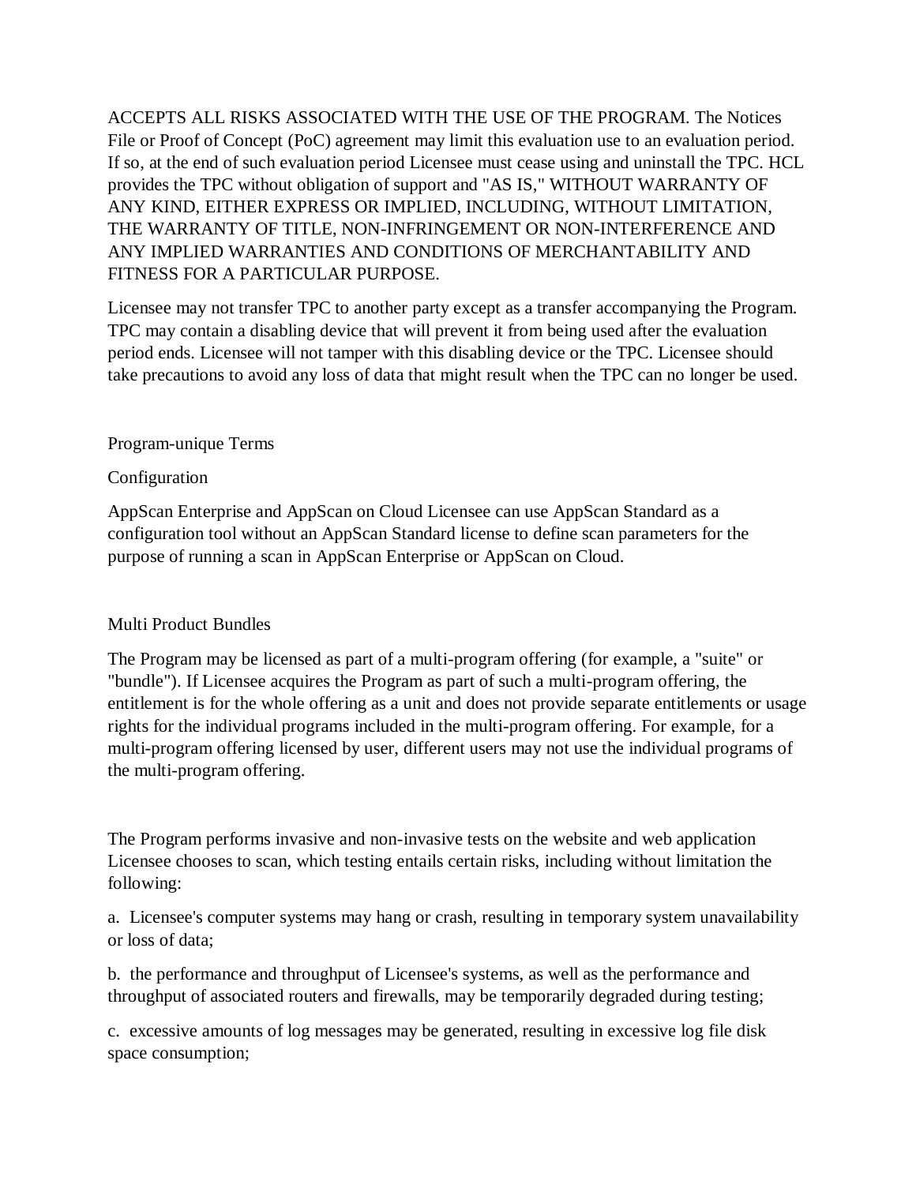ACCEPTS ALL RISKS ASSOCIATED WITH THE USE OF THE PROGRAM. The Notices File or Proof of Concept (PoC) agreement may limit this evaluation use to an evaluation period. If so, at the end of such evaluation period Licensee must cease using and uninstall the TPC. HCL provides the TPC without obligation of support and "AS IS," WITHOUT WARRANTY OF ANY KIND, EITHER EXPRESS OR IMPLIED, INCLUDING, WITHOUT LIMITATION, THE WARRANTY OF TITLE, NON-INFRINGEMENT OR NON-INTERFERENCE AND ANY IMPLIED WARRANTIES AND CONDITIONS OF MERCHANTABILITY AND FITNESS FOR A PARTICULAR PURPOSE.

Licensee may not transfer TPC to another party except as a transfer accompanying the Program. TPC may contain a disabling device that will prevent it from being used after the evaluation period ends. Licensee will not tamper with this disabling device or the TPC. Licensee should take precautions to avoid any loss of data that might result when the TPC can no longer be used.

## Program-unique Terms

### Configuration

AppScan Enterprise and AppScan on Cloud Licensee can use AppScan Standard as a configuration tool without an AppScan Standard license to define scan parameters for the purpose of running a scan in AppScan Enterprise or AppScan on Cloud.

### Multi Product Bundles

The Program may be licensed as part of a multi-program offering (for example, a "suite" or "bundle"). If Licensee acquires the Program as part of such a multi-program offering, the entitlement is for the whole offering as a unit and does not provide separate entitlements or usage rights for the individual programs included in the multi-program offering. For example, for a multi-program offering licensed by user, different users may not use the individual programs of the multi-program offering.

The Program performs invasive and non-invasive tests on the website and web application Licensee chooses to scan, which testing entails certain risks, including without limitation the following:

a. Licensee's computer systems may hang or crash, resulting in temporary system unavailability or loss of data;

b. the performance and throughput of Licensee's systems, as well as the performance and throughput of associated routers and firewalls, may be temporarily degraded during testing;

c. excessive amounts of log messages may be generated, resulting in excessive log file disk space consumption;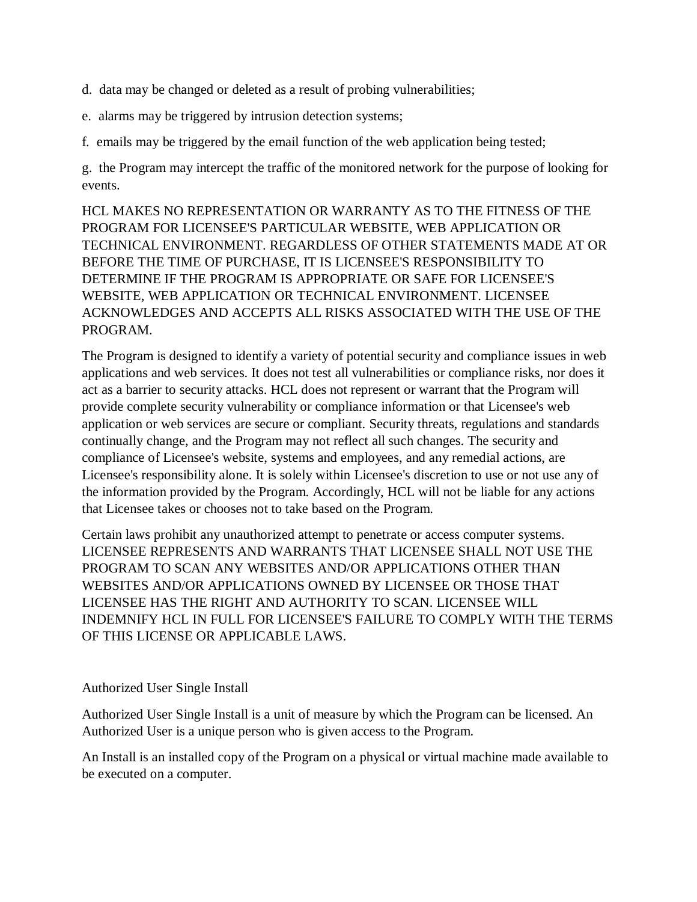d. data may be changed or deleted as a result of probing vulnerabilities;

e. alarms may be triggered by intrusion detection systems;

f. emails may be triggered by the email function of the web application being tested;

g. the Program may intercept the traffic of the monitored network for the purpose of looking for events.

HCL MAKES NO REPRESENTATION OR WARRANTY AS TO THE FITNESS OF THE PROGRAM FOR LICENSEE'S PARTICULAR WEBSITE, WEB APPLICATION OR TECHNICAL ENVIRONMENT. REGARDLESS OF OTHER STATEMENTS MADE AT OR BEFORE THE TIME OF PURCHASE, IT IS LICENSEE'S RESPONSIBILITY TO DETERMINE IF THE PROGRAM IS APPROPRIATE OR SAFE FOR LICENSEE'S WEBSITE, WEB APPLICATION OR TECHNICAL ENVIRONMENT. LICENSEE ACKNOWLEDGES AND ACCEPTS ALL RISKS ASSOCIATED WITH THE USE OF THE PROGRAM.

The Program is designed to identify a variety of potential security and compliance issues in web applications and web services. It does not test all vulnerabilities or compliance risks, nor does it act as a barrier to security attacks. HCL does not represent or warrant that the Program will provide complete security vulnerability or compliance information or that Licensee's web application or web services are secure or compliant. Security threats, regulations and standards continually change, and the Program may not reflect all such changes. The security and compliance of Licensee's website, systems and employees, and any remedial actions, are Licensee's responsibility alone. It is solely within Licensee's discretion to use or not use any of the information provided by the Program. Accordingly, HCL will not be liable for any actions that Licensee takes or chooses not to take based on the Program.

Certain laws prohibit any unauthorized attempt to penetrate or access computer systems. LICENSEE REPRESENTS AND WARRANTS THAT LICENSEE SHALL NOT USE THE PROGRAM TO SCAN ANY WEBSITES AND/OR APPLICATIONS OTHER THAN WEBSITES AND/OR APPLICATIONS OWNED BY LICENSEE OR THOSE THAT LICENSEE HAS THE RIGHT AND AUTHORITY TO SCAN. LICENSEE WILL INDEMNIFY HCL IN FULL FOR LICENSEE'S FAILURE TO COMPLY WITH THE TERMS OF THIS LICENSE OR APPLICABLE LAWS.

Authorized User Single Install

Authorized User Single Install is a unit of measure by which the Program can be licensed. An Authorized User is a unique person who is given access to the Program.

An Install is an installed copy of the Program on a physical or virtual machine made available to be executed on a computer.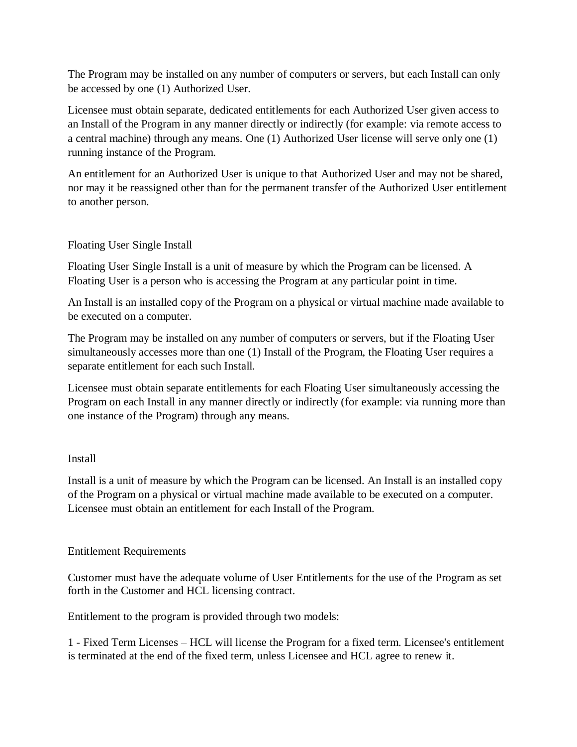The Program may be installed on any number of computers or servers, but each Install can only be accessed by one (1) Authorized User.

Licensee must obtain separate, dedicated entitlements for each Authorized User given access to an Install of the Program in any manner directly or indirectly (for example: via remote access to a central machine) through any means. One (1) Authorized User license will serve only one (1) running instance of the Program.

An entitlement for an Authorized User is unique to that Authorized User and may not be shared, nor may it be reassigned other than for the permanent transfer of the Authorized User entitlement to another person.

## Floating User Single Install

Floating User Single Install is a unit of measure by which the Program can be licensed. A Floating User is a person who is accessing the Program at any particular point in time.

An Install is an installed copy of the Program on a physical or virtual machine made available to be executed on a computer.

The Program may be installed on any number of computers or servers, but if the Floating User simultaneously accesses more than one (1) Install of the Program, the Floating User requires a separate entitlement for each such Install.

Licensee must obtain separate entitlements for each Floating User simultaneously accessing the Program on each Install in any manner directly or indirectly (for example: via running more than one instance of the Program) through any means.

## Install

Install is a unit of measure by which the Program can be licensed. An Install is an installed copy of the Program on a physical or virtual machine made available to be executed on a computer. Licensee must obtain an entitlement for each Install of the Program.

## Entitlement Requirements

Customer must have the adequate volume of User Entitlements for the use of the Program as set forth in the Customer and HCL licensing contract.

Entitlement to the program is provided through two models:

1 - Fixed Term Licenses – HCL will license the Program for a fixed term. Licensee's entitlement is terminated at the end of the fixed term, unless Licensee and HCL agree to renew it.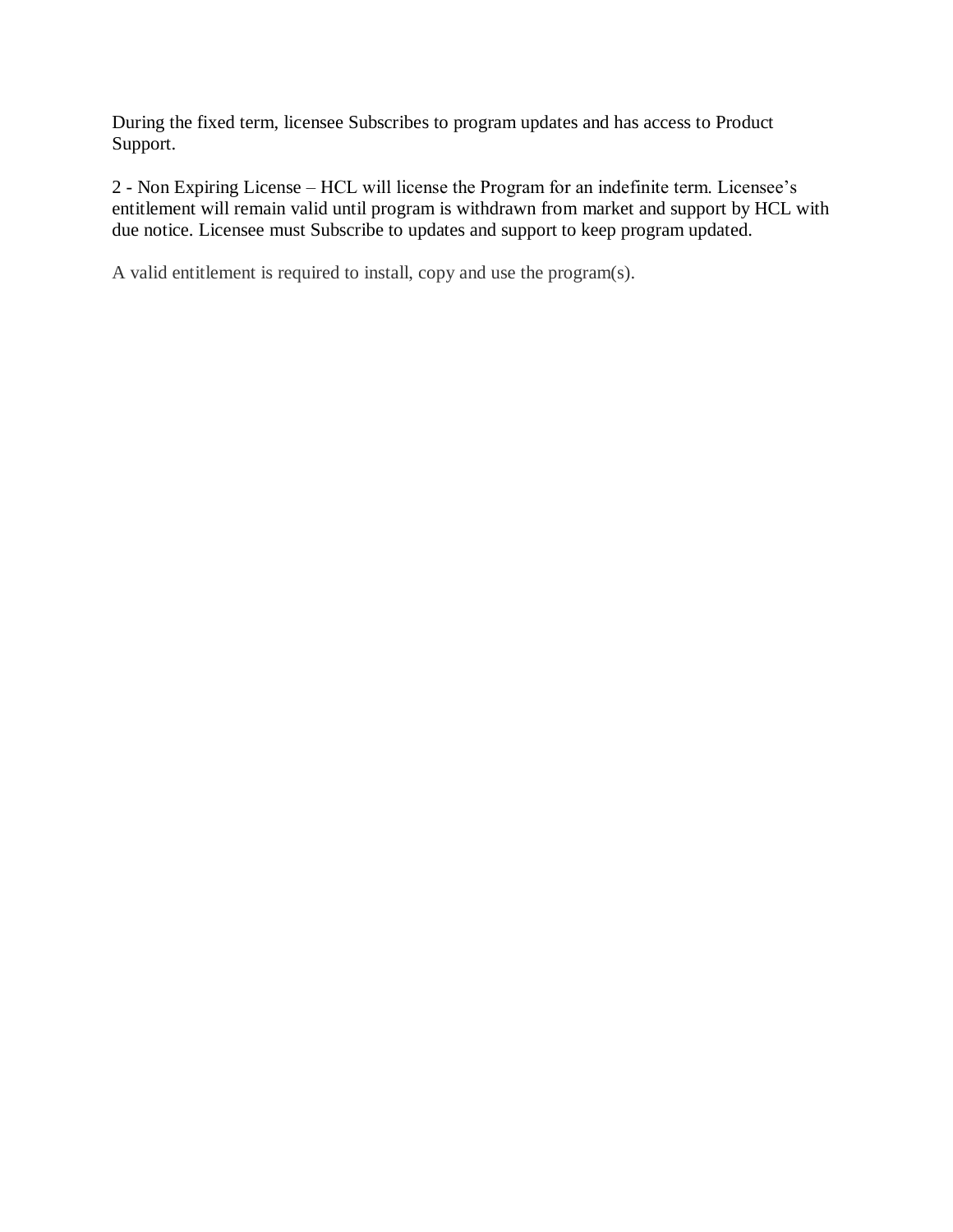During the fixed term, licensee Subscribes to program updates and has access to Product Support.

2 - Non Expiring License – HCL will license the Program for an indefinite term. Licensee's entitlement will remain valid until program is withdrawn from market and support by HCL with due notice. Licensee must Subscribe to updates and support to keep program updated.

A valid entitlement is required to install, copy and use the program(s).